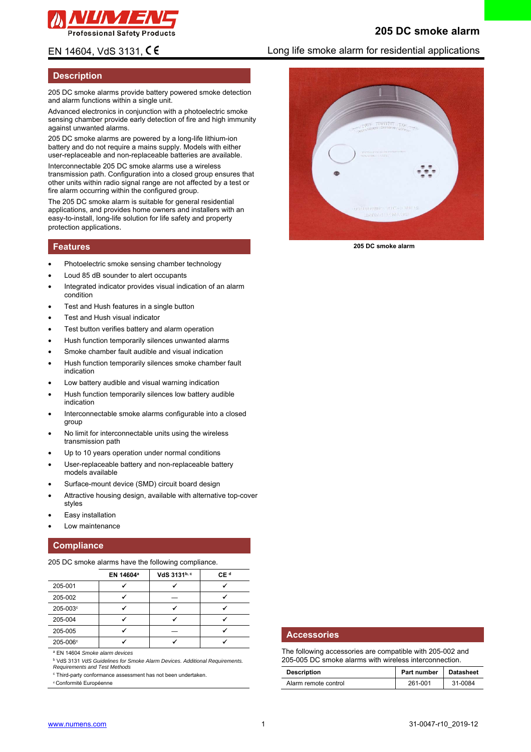# 205 DC smoke alarm

EN 14604, VdS 3131, CE

Long life smoke alarm for residential applications

## Description

205 DC smoke alarms provide battery powered smoke detection and alarm functions within a single unit.

Advanced electronics in conjunction with a photoelectric smoke sensing chamber provide early detection of fire and high immunity against unwanted alarms.

205 DC smoke alarms are powered by a long-life lithium-ion battery and do not require a mains supply. Models with either user-replaceable and non-replaceable batteries are available.

Interconnectable 205 DC smoke alarms use a wireless transmission path. Configuration into a closed group ensures that other units within radio signal range are not affected by a test or fire alarm occurring within the configured group.

The 205 DC smoke alarm is suitable for general residential applications, and provides home owners and installers with an easy-to-install, long-life solution for life safety and property protection applications.

205 DC smoke alarm

## Features

- Photoelectric smoke sensing chamber technology
- Loud 85 dB sounder to alert occupants
- Integrated indicator provides visual indication of an alarm condition
- Test and Hush features in a single button
- Test and Hush visual indicator
- Test button verifies battery and alarm operation
- Hush function temporarily silences unwanted alarms
- Smoke chamber fault audible and visual indication
- Hush function temporarily silences smoke chamber fault indication
- Low battery audible and visual warning indication
- Hush function temporarily silences low battery audible indication
- Interconnectable smoke alarms configurable into a closed group
- No limit for interconnectable units using the wireless transmission path
- Up to 10 years operation under normal conditions
- User-replaceable battery and non-replaceable battery models available
- Surface-mount device (SMD) circuit board design
- Attractive housing design, available with alternative top-cover styles
- Easy installation
- Low maintenance

## Compliance

205 DC smoke alarms have the following compliance.

| | EN 14604[a] | VdS 3131[b, c] | CE[d] |
|---|---|---|---|
| 205-001 | ✓ | ✓ | ✓ |
| 205-002 | ✓ | — | ✓ |
| 205-003[c] | ✓ | ✓ | ✓ |
| 205-004 | ✓ | ✓ | ✓ |
| 205-005 | ✓ | — | ✓ |
| 205-006[c] | ✓ | ✓ | ✓ |

[a] EN 14604 *Smoke alarm devices*
[b] VdS 3131 *VdS Guidelines for Smoke Alarm Devices. Additional Requirements. Requirements and Test Methods*
[c] Third-party conformance assessment has not been undertaken.
[d] Conformité Européenne

## Accessories

The following accessories are compatible with 205-002 and 205-005 DC smoke alarms with wireless interconnection.

| Description | Part number | Datasheet |
|---|---|---|
| Alarm remote control | 261-001 | 31-0084 |

www.numens.com

31-0047-r10_2019-12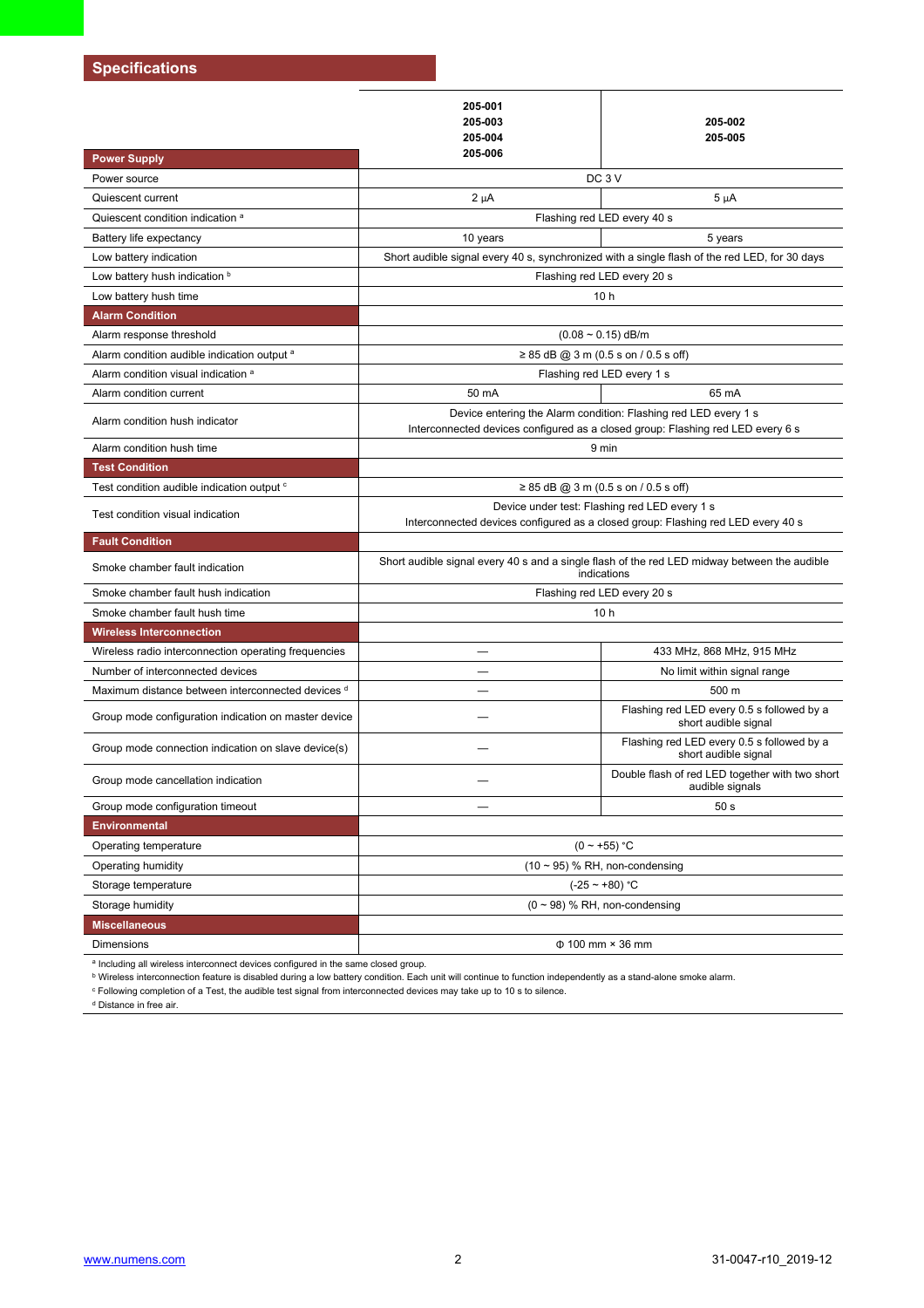## Specifications

| | 205-001<br>205-003<br>205-004<br>205-006 | 205-002<br>205-005 |
|---|---|---|
| **Power Supply** | | |
| Power source | DC 3 V | |
| Quiescent current | 2 µA | 5 µA |
| Quiescent condition indication [a] | Flashing red LED every 40 s | |
| Battery life expectancy | 10 years | 5 years |
| Low battery indication | Short audible signal every 40 s, synchronized with a single flash of the red LED, for 30 days | |
| Low battery hush indication [b] | Flashing red LED every 20 s | |
| Low battery hush time | 10 h | |
| **Alarm Condition** | | |
| Alarm response threshold | (0.08 ~ 0.15) dB/m | |
| Alarm condition audible indication output [a] | ≥ 85 dB @ 3 m (0.5 s on / 0.5 s off) | |
| Alarm condition visual indication [a] | Flashing red LED every 1 s | |
| Alarm condition current | 50 mA | 65 mA |
| Alarm condition hush indicator | Device entering the Alarm condition: Flashing red LED every 1 s<br>Interconnected devices configured as a closed group: Flashing red LED every 6 s | |
| Alarm condition hush time | 9 min | |
| **Test Condition** | | |
| Test condition audible indication output [c] | ≥ 85 dB @ 3 m (0.5 s on / 0.5 s off) | |
| Test condition visual indication | Device under test: Flashing red LED every 1 s<br>Interconnected devices configured as a closed group: Flashing red LED every 40 s | |
| **Fault Condition** | | |
| Smoke chamber fault indication | Short audible signal every 40 s and a single flash of the red LED midway between the audible indications | |
| Smoke chamber fault hush indication | Flashing red LED every 20 s | |
| Smoke chamber fault hush time | 10 h | |
| **Wireless Interconnection** | | |
| Wireless radio interconnection operating frequencies | — | 433 MHz, 868 MHz, 915 MHz |
| Number of interconnected devices | — | No limit within signal range |
| Maximum distance between interconnected devices [d] | — | 500 m |
| Group mode configuration indication on master device | — | Flashing red LED every 0.5 s followed by a short audible signal |
| Group mode connection indication on slave device(s) | — | Flashing red LED every 0.5 s followed by a short audible signal |
| Group mode cancellation indication | — | Double flash of red LED together with two short audible signals |
| Group mode configuration timeout | — | 50 s |
| **Environmental** | | |
| Operating temperature | (0 ~ +55) °C | |
| Operating humidity | (10 ~ 95) % RH, non-condensing | |
| Storage temperature | (-25 ~ +80) °C | |
| Storage humidity | (0 ~ 98) % RH, non-condensing | |
| **Miscellaneous** | | |
| Dimensions | Φ 100 mm × 36 mm | |

[a] Including all wireless interconnect devices configured in the same closed group.
[b] Wireless interconnection feature is disabled during a low battery condition. Each unit will continue to function independently as a stand-alone smoke alarm.
[c] Following completion of a Test, the audible test signal from interconnected devices may take up to 10 s to silence.
[d] Distance in free air.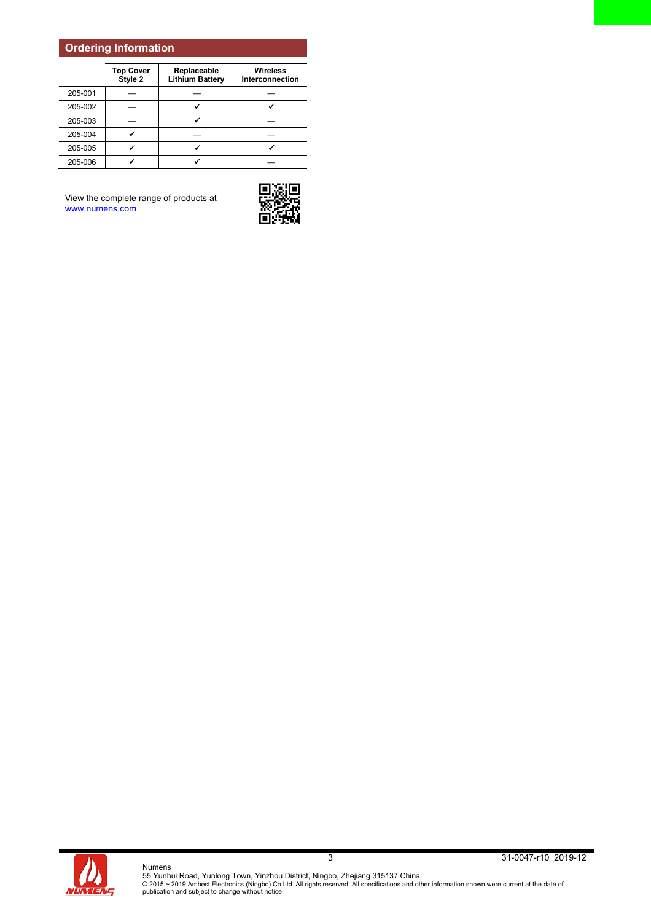## Ordering Information

| | Top Cover Style 2 | Replaceable Lithium Battery | Wireless Interconnection |
|---|---|---|---|
| 205-001 | — | — | — |
| 205-002 | — | ✓ | ✓ |
| 205-003 | — | ✓ | — |
| 205-004 | ✓ | — | — |
| 205-005 | ✓ | ✓ | ✓ |
| 205-006 | ✓ | ✓ | — |

View the complete range of products at
www.numens.com

31-0047-r10_2019-12

Numens
55 Yunhui Road, Yunlong Town, Yinzhou District, Ningbo, Zhejiang 315137 China
© 2015 ~ 2019 Ambest Electronics (Ningbo) Co Ltd. All rights reserved. All specifications and other information shown were current at the date of publication and subject to change without notice.